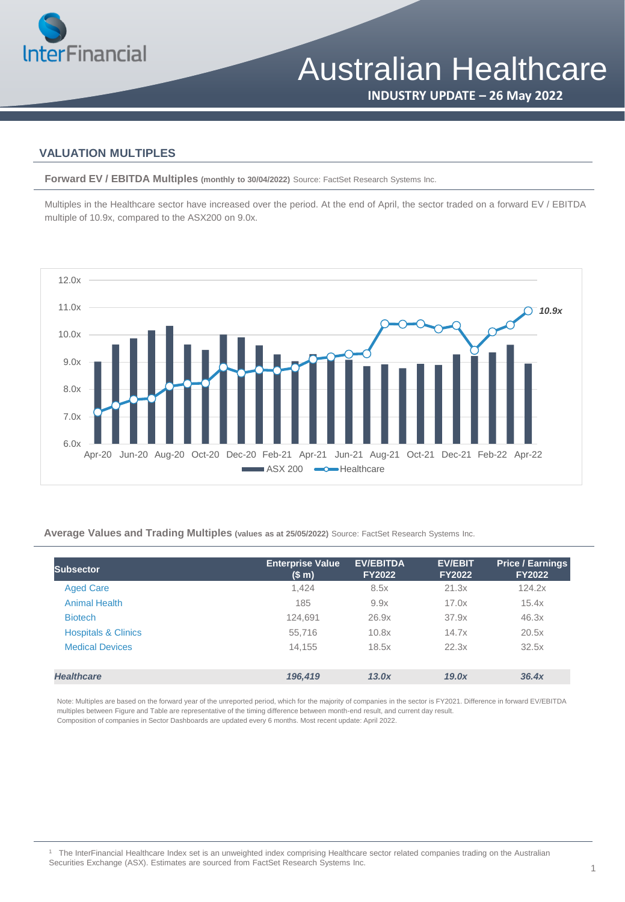# Australian Healthcare

**INDUSTRY UPDATE – 26 May 2022**

## VALUATION MULTIPLES

**Forward EV / EBITDA Multiples** **(monthly to 30/04/2022)** Source: FactSet Research Systems Inc.

Multiples in the Healthcare sector have increased over the period. At the end of April, the sector traded on a forward EV / EBITDA multiple of 10.9x, compared to the ASX200 on 9.0x.

**Average Values and Trading Multiples** **(values as at 25/05/2022)** Source: FactSet Research Systems Inc.

| Subsector | Enterprise Value ($ m) | EV/EBITDA FY2022 | EV/EBIT FY2022 | Price / Earnings FY2022 |
|---|---|---|---|---|
| Aged Care | 1,424 | 8.5x | 21.3x | 124.2x |
| Animal Health | 185 | 9.9x | 17.0x | 15.4x |
| Biotech | 124,691 | 26.9x | 37.9x | 46.3x |
| Hospitals & Clinics | 55,716 | 10.8x | 14.7x | 20.5x |
| Medical Devices | 14,155 | 18.5x | 22.3x | 32.5x |
| ***Healthcare*** | ***196,419*** | ***13.0x*** | ***19.0x*** | ***36.4x*** |

Note: Multiples are based on the forward year of the unreported period, which for the majority of companies in the sector is FY2021. Difference in forward EV/EBITDA multiples between Figure and Table are representative of the timing difference between month-end result, and current day result.
Composition of companies in Sector Dashboards are updated every 6 months. Most recent update: April 2022.

[1] The InterFinancial Healthcare Index set is an unweighted index comprising Healthcare sector related companies trading on the Australian Securities Exchange (ASX). Estimates are sourced from FactSet Research Systems Inc.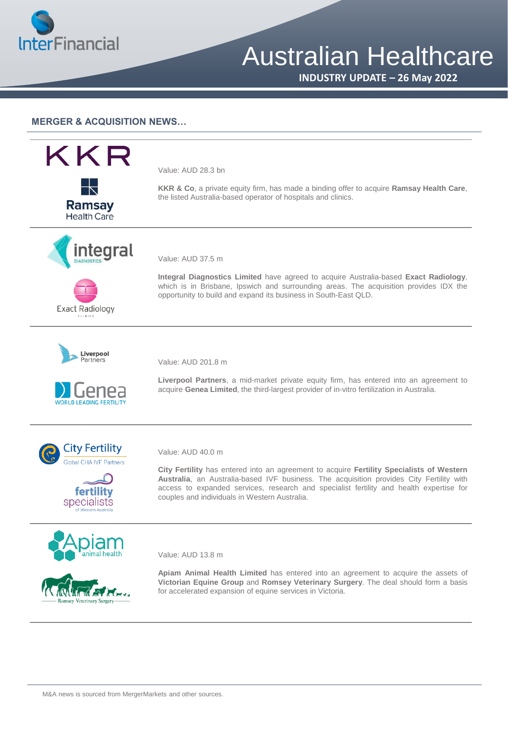## MERGER & ACQUISITION NEWS…

Value: AUD 28.3 bn

**KKR & Co**, a private equity firm, has made a binding offer to acquire **Ramsay Health Care**, the listed Australia-based operator of hospitals and clinics.

---

Value: AUD 37.5 m

**Integral Diagnostics Limited** have agreed to acquire Australia-based **Exact Radiology**, which is in Brisbane, Ipswich and surrounding areas. The acquisition provides IDX the opportunity to build and expand its business in South-East QLD.

---

Value: AUD 201.8 m

**Liverpool Partners**, a mid-market private equity firm, has entered into an agreement to acquire **Genea Limited**, the third-largest provider of in-vitro fertilization in Australia.

---

Value: AUD 40.0 m

**City Fertility** has entered into an agreement to acquire **Fertility Specialists of Western Australia**, an Australia-based IVF business. The acquisition provides City Fertility with access to expanded services, research and specialist fertility and health expertise for couples and individuals in Western Australia.

---

Value: AUD 13.8 m

**Apiam Animal Health Limited** has entered into an agreement to acquire the assets of **Victorian Equine Group** and **Romsey Veterinary Surgery**. The deal should form a basis for accelerated expansion of equine services in Victoria.

---

M&A news is sourced from MergerMarkets and other sources.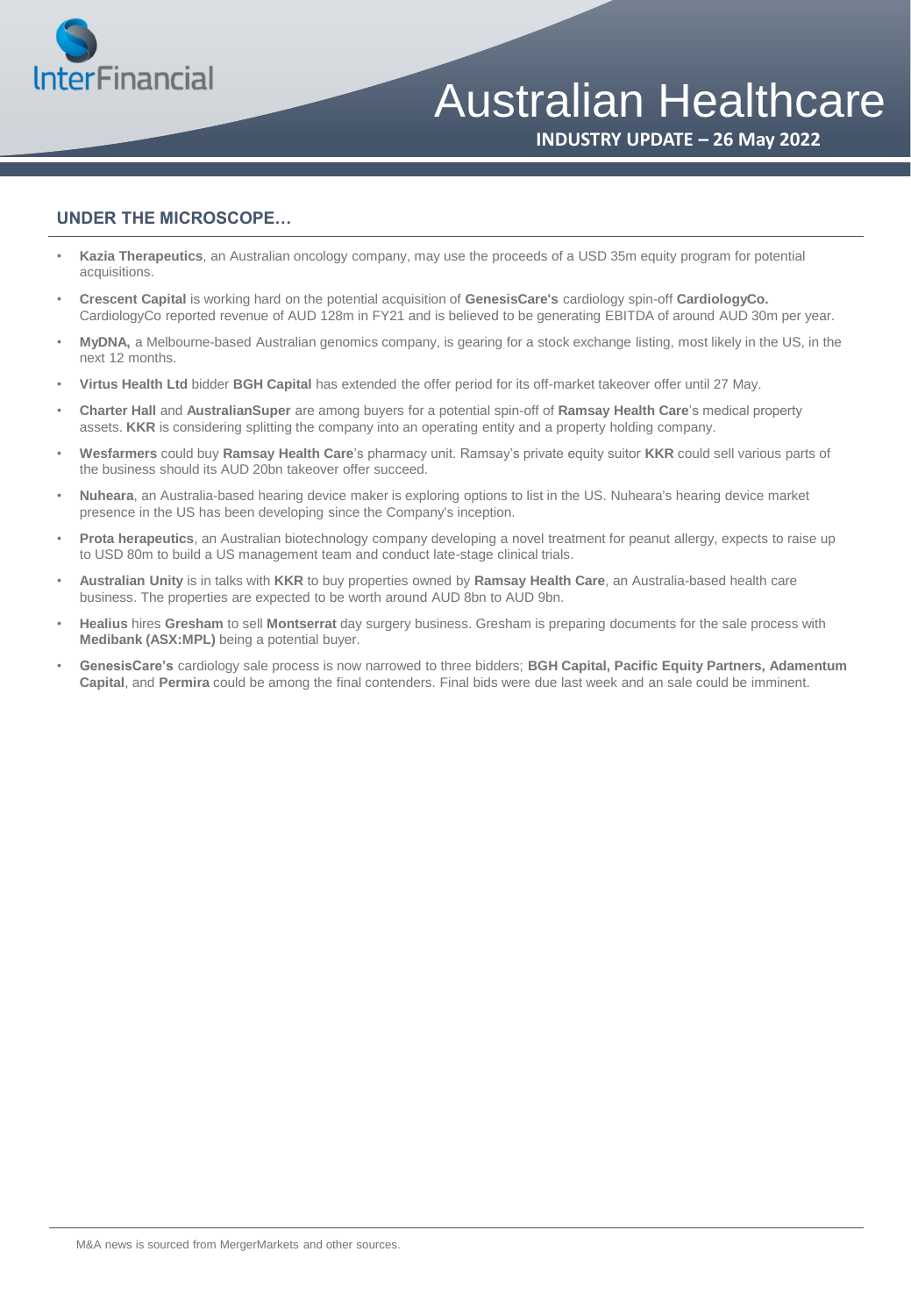## UNDER THE MICROSCOPE…

- **Kazia Therapeutics**, an Australian oncology company, may use the proceeds of a USD 35m equity program for potential acquisitions.
- **Crescent Capital** is working hard on the potential acquisition of **GenesisCare's** cardiology spin-off **CardiologyCo.** CardiologyCo reported revenue of AUD 128m in FY21 and is believed to be generating EBITDA of around AUD 30m per year.
- **MyDNA,** a Melbourne-based Australian genomics company, is gearing for a stock exchange listing, most likely in the US, in the next 12 months.
- **Virtus Health Ltd** bidder **BGH Capital** has extended the offer period for its off-market takeover offer until 27 May.
- **Charter Hall** and **AustralianSuper** are among buyers for a potential spin-off of **Ramsay Health Care**'s medical property assets. **KKR** is considering splitting the company into an operating entity and a property holding company.
- **Wesfarmers** could buy **Ramsay Health Care**'s pharmacy unit. Ramsay's private equity suitor **KKR** could sell various parts of the business should its AUD 20bn takeover offer succeed.
- **Nuheara**, an Australia-based hearing device maker is exploring options to list in the US. Nuheara's hearing device market presence in the US has been developing since the Company's inception.
- **Prota herapeutics**, an Australian biotechnology company developing a novel treatment for peanut allergy, expects to raise up to USD 80m to build a US management team and conduct late-stage clinical trials.
- **Australian Unity** is in talks with **KKR** to buy properties owned by **Ramsay Health Care**, an Australia-based health care business. The properties are expected to be worth around AUD 8bn to AUD 9bn.
- **Healius** hires **Gresham** to sell **Montserrat** day surgery business. Gresham is preparing documents for the sale process with **Medibank (ASX:MPL)** being a potential buyer.
- **GenesisCare's** cardiology sale process is now narrowed to three bidders; **BGH Capital, Pacific Equity Partners, Adamentum Capital**, and **Permira** could be among the final contenders. Final bids were due last week and an sale could be imminent.

M&A news is sourced from MergerMarkets and other sources.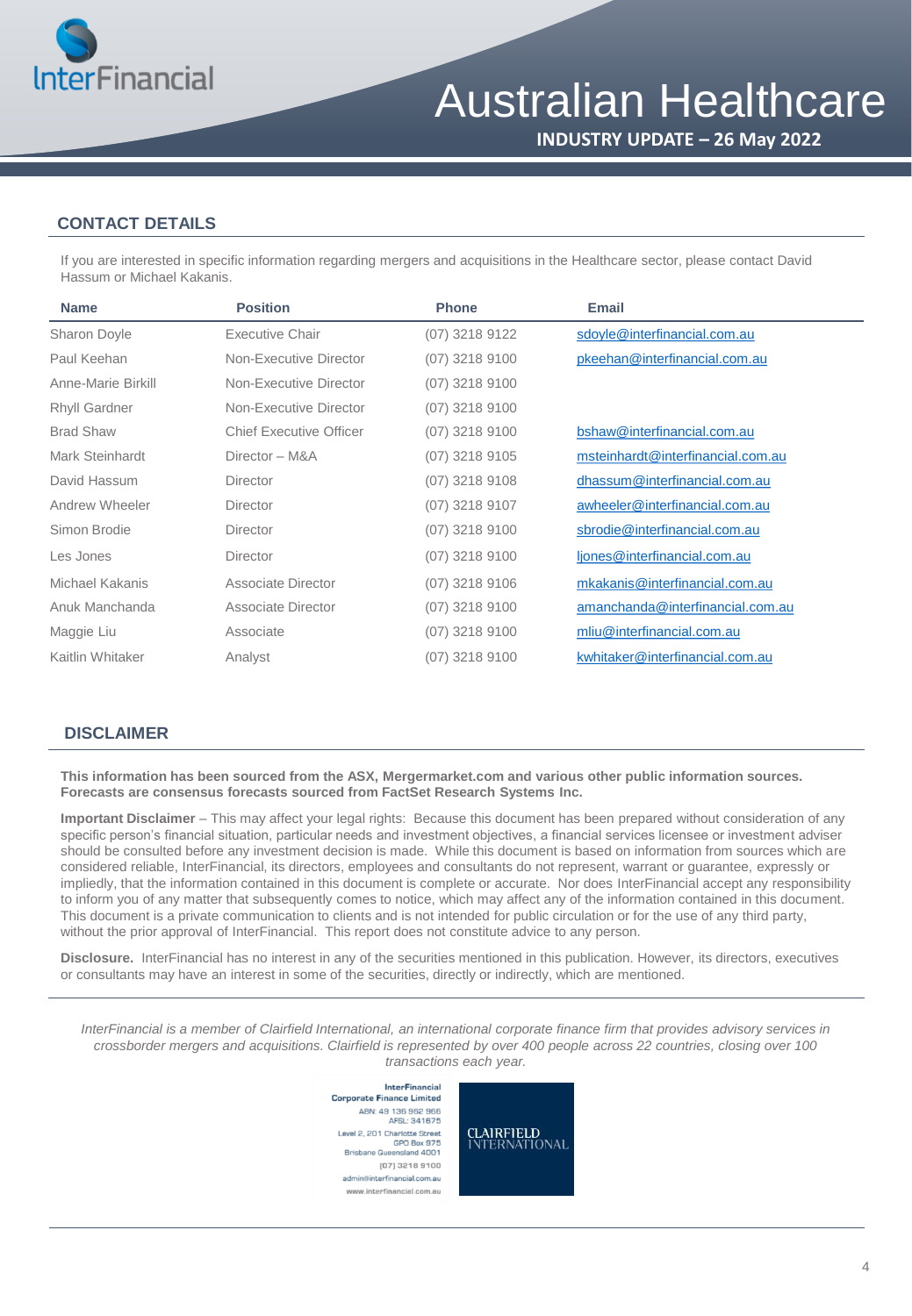# Australian Healthcare

**INDUSTRY UPDATE – 26 May 2022**

## CONTACT DETAILS

If you are interested in specific information regarding mergers and acquisitions in the Healthcare sector, please contact David Hassum or Michael Kakanis.

| Name | Position | Phone | Email |
|---|---|---|---|
| Sharon Doyle | Executive Chair | (07) 3218 9122 | sdoyle@interfinancial.com.au |
| Paul Keehan | Non-Executive Director | (07) 3218 9100 | pkeehan@interfinancial.com.au |
| Anne-Marie Birkill | Non-Executive Director | (07) 3218 9100 | |
| Rhyll Gardner | Non-Executive Director | (07) 3218 9100 | |
| Brad Shaw | Chief Executive Officer | (07) 3218 9100 | bshaw@interfinancial.com.au |
| Mark Steinhardt | Director – M&A | (07) 3218 9105 | msteinhardt@interfinancial.com.au |
| David Hassum | Director | (07) 3218 9108 | dhassum@interfinancial.com.au |
| Andrew Wheeler | Director | (07) 3218 9107 | awheeler@interfinancial.com.au |
| Simon Brodie | Director | (07) 3218 9100 | sbrodie@interfinancial.com.au |
| Les Jones | Director | (07) 3218 9100 | ljones@interfinancial.com.au |
| Michael Kakanis | Associate Director | (07) 3218 9106 | mkakanis@interfinancial.com.au |
| Anuk Manchanda | Associate Director | (07) 3218 9100 | amanchanda@interfinancial.com.au |
| Maggie Liu | Associate | (07) 3218 9100 | mliu@interfinancial.com.au |
| Kaitlin Whitaker | Analyst | (07) 3218 9100 | kwhitaker@interfinancial.com.au |

## DISCLAIMER

**This information has been sourced from the ASX, Mergermarket.com and various other public information sources. Forecasts are consensus forecasts sourced from FactSet Research Systems Inc.**

**Important Disclaimer** – This may affect your legal rights: Because this document has been prepared without consideration of any specific person's financial situation, particular needs and investment objectives, a financial services licensee or investment adviser should be consulted before any investment decision is made. While this document is based on information from sources which are considered reliable, InterFinancial, its directors, employees and consultants do not represent, warrant or guarantee, expressly or impliedly, that the information contained in this document is complete or accurate. Nor does InterFinancial accept any responsibility to inform you of any matter that subsequently comes to notice, which may affect any of the information contained in this document. This document is a private communication to clients and is not intended for public circulation or for the use of any third party, without the prior approval of InterFinancial. This report does not constitute advice to any person.

**Disclosure.** InterFinancial has no interest in any of the securities mentioned in this publication. However, its directors, executives or consultants may have an interest in some of the securities, directly or indirectly, which are mentioned.

*InterFinancial is a member of Clairfield International, an international corporate finance firm that provides advisory services in crossborder mergers and acquisitions. Clairfield is represented by over 400 people across 22 countries, closing over 100 transactions each year.*

**InterFinancial Corporate Finance Limited**
ABN: 49 136 962 966
AFSL: 341675
Level 2, 201 Charlotte Street
GPO Box 975
Brisbane Queensland 4001
(07) 3218 9100
admin@interfinancial.com.au
www.interfinancial.com.au

CLAIRFIELD INTERNATIONAL